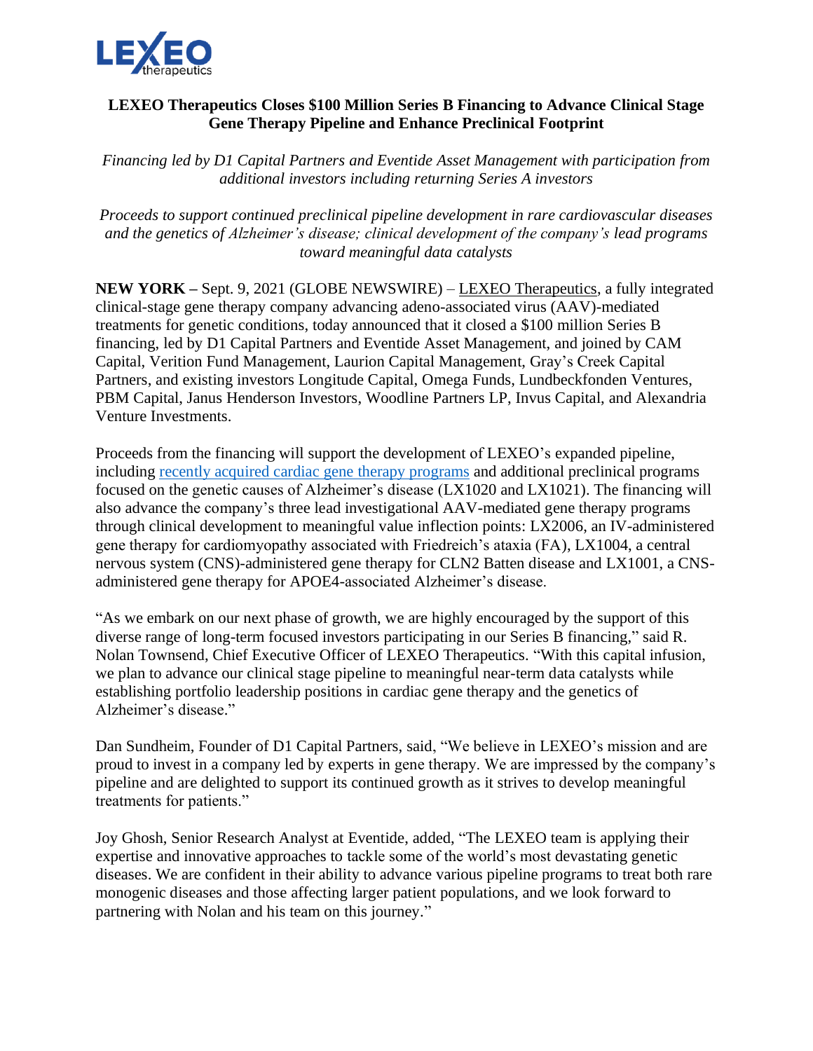**LEXEO Therapeutics Closes $100 Million Series B Financing to Advance Clinical Stage Gene Therapy Pipeline and Enhance Preclinical Footprint**

*Financing led by D1 Capital Partners and Eventide Asset Management with participation from additional investors including returning Series A investors*

*Proceeds to support continued preclinical pipeline development in rare cardiovascular diseases and the genetics of Alzheimer's disease; clinical development of the company's lead programs toward meaningful data catalysts*

**NEW YORK** – Sept. 9, 2021 (GLOBE NEWSWIRE) – LEXEO Therapeutics, a fully integrated clinical-stage gene therapy company advancing adeno-associated virus (AAV)-mediated treatments for genetic conditions, today announced that it closed a $100 million Series B financing, led by D1 Capital Partners and Eventide Asset Management, and joined by CAM Capital, Verition Fund Management, Laurion Capital Management, Gray's Creek Capital Partners, and existing investors Longitude Capital, Omega Funds, Lundbeckfonden Ventures, PBM Capital, Janus Henderson Investors, Woodline Partners LP, Invus Capital, and Alexandria Venture Investments.

Proceeds from the financing will support the development of LEXEO's expanded pipeline, including recently acquired cardiac gene therapy programs and additional preclinical programs focused on the genetic causes of Alzheimer's disease (LX1020 and LX1021). The financing will also advance the company's three lead investigational AAV-mediated gene therapy programs through clinical development to meaningful value inflection points: LX2006, an IV-administered gene therapy for cardiomyopathy associated with Friedreich's ataxia (FA), LX1004, a central nervous system (CNS)-administered gene therapy for CLN2 Batten disease and LX1001, a CNS-administered gene therapy for APOE4-associated Alzheimer's disease.

"As we embark on our next phase of growth, we are highly encouraged by the support of this diverse range of long-term focused investors participating in our Series B financing," said R. Nolan Townsend, Chief Executive Officer of LEXEO Therapeutics. "With this capital infusion, we plan to advance our clinical stage pipeline to meaningful near-term data catalysts while establishing portfolio leadership positions in cardiac gene therapy and the genetics of Alzheimer's disease."

Dan Sundheim, Founder of D1 Capital Partners, said, "We believe in LEXEO's mission and are proud to invest in a company led by experts in gene therapy. We are impressed by the company's pipeline and are delighted to support its continued growth as it strives to develop meaningful treatments for patients."

Joy Ghosh, Senior Research Analyst at Eventide, added, "The LEXEO team is applying their expertise and innovative approaches to tackle some of the world's most devastating genetic diseases. We are confident in their ability to advance various pipeline programs to treat both rare monogenic diseases and those affecting larger patient populations, and we look forward to partnering with Nolan and his team on this journey."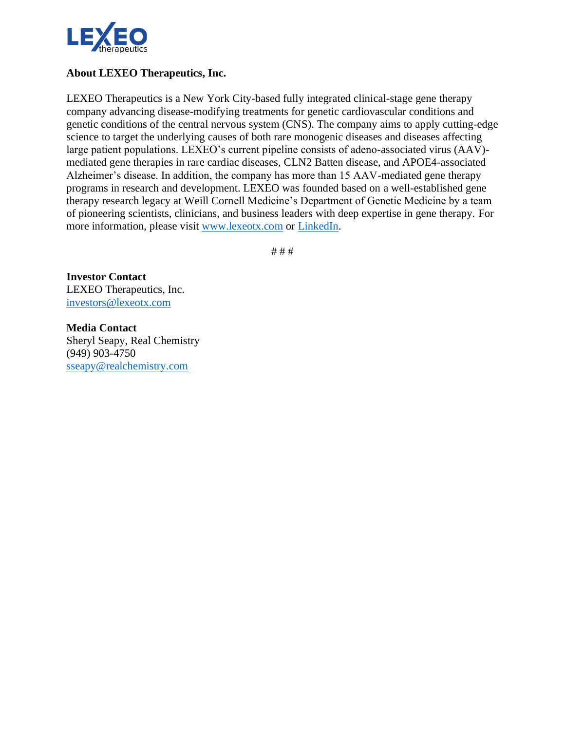**About LEXEO Therapeutics, Inc.**

LEXEO Therapeutics is a New York City-based fully integrated clinical-stage gene therapy company advancing disease-modifying treatments for genetic cardiovascular conditions and genetic conditions of the central nervous system (CNS). The company aims to apply cutting-edge science to target the underlying causes of both rare monogenic diseases and diseases affecting large patient populations. LEXEO's current pipeline consists of adeno-associated virus (AAV)-mediated gene therapies in rare cardiac diseases, CLN2 Batten disease, and APOE4-associated Alzheimer's disease. In addition, the company has more than 15 AAV-mediated gene therapy programs in research and development. LEXEO was founded based on a well-established gene therapy research legacy at Weill Cornell Medicine's Department of Genetic Medicine by a team of pioneering scientists, clinicians, and business leaders with deep expertise in gene therapy. For more information, please visit www.lexeotx.com or LinkedIn.

# # #

**Investor Contact**
LEXEO Therapeutics, Inc.
investors@lexeotx.com

**Media Contact**
Sheryl Seapy, Real Chemistry
(949) 903-4750
sseapy@realchemistry.com